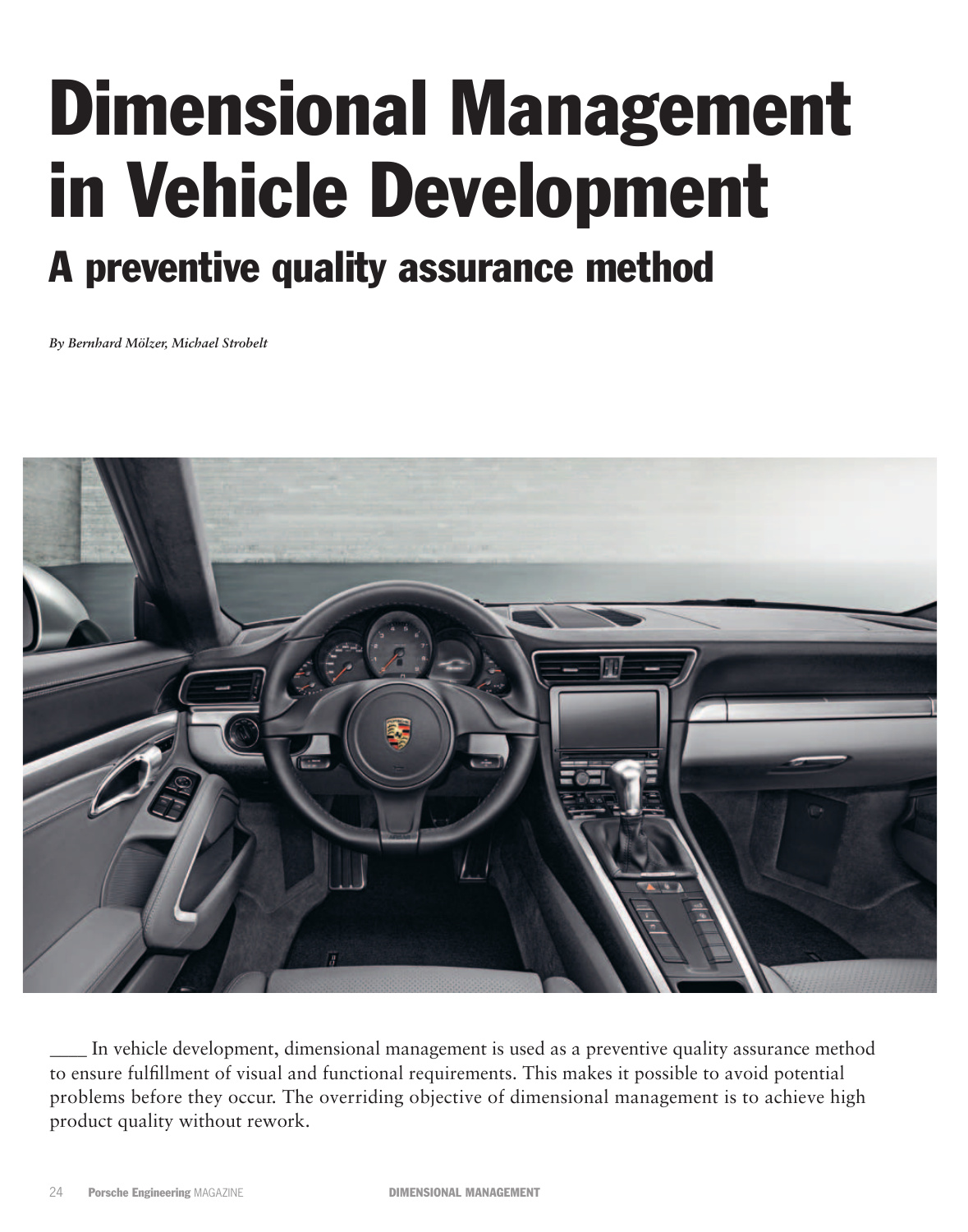# Dimensional Management in Vehicle Development

## A preventive quality assurance method

*By Bernhard Mölzer, Michael Strobelt*

____ In vehicle development, dimensional management is used as a preventive quality assurance method to ensure fulfillment of visual and functional requirements. This makes it possible to avoid potential problems before they occur. The overriding objective of dimensional management is to achieve high product quality without rework.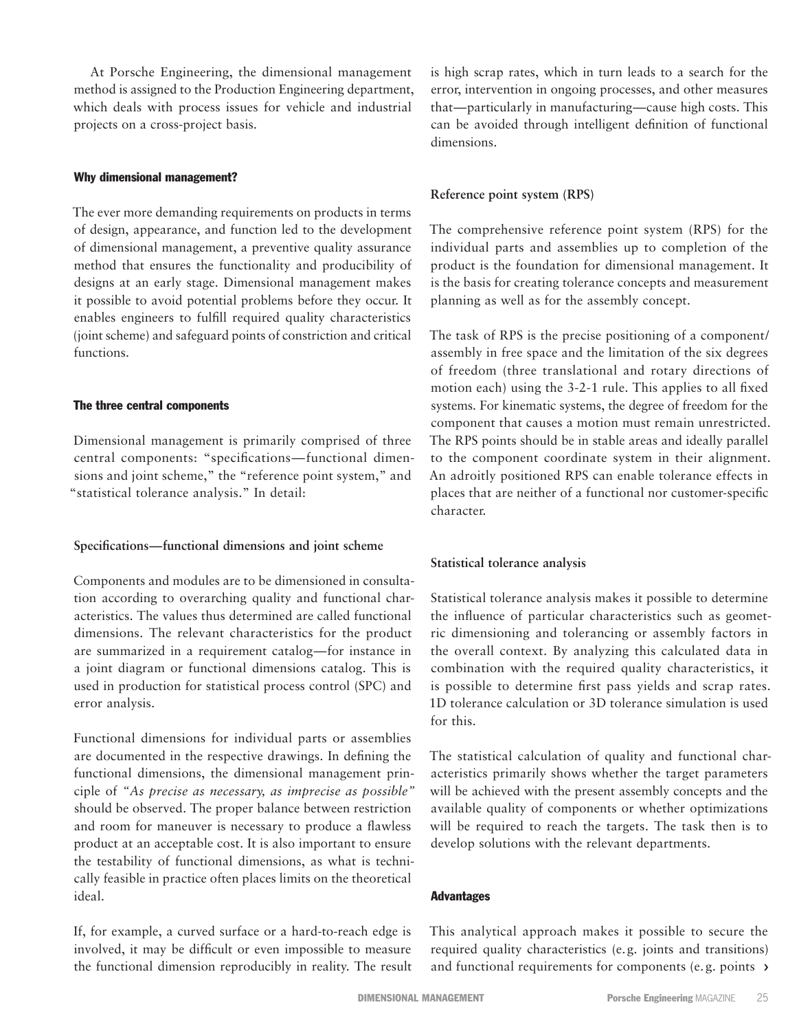At Porsche Engineering, the dimensional management method is assigned to the Production Engineering department, which deals with process issues for vehicle and industrial projects on a cross-project basis.

### Why dimensional management?

The ever more demanding requirements on products in terms of design, appearance, and function led to the development of dimensional management, a preventive quality assurance method that ensures the functionality and producibility of designs at an early stage. Dimensional management makes it possible to avoid potential problems before they occur. It enables engineers to fulfill required quality characteristics (joint scheme) and safeguard points of constriction and critical functions.

### The three central components

Dimensional management is primarily comprised of three central components: "specifications—functional dimensions and joint scheme," the "reference point system," and "statistical tolerance analysis." In detail:

#### Specifications—functional dimensions and joint scheme

Components and modules are to be dimensioned in consultation according to overarching quality and functional characteristics. The values thus determined are called functional dimensions. The relevant characteristics for the product are summarized in a requirement catalog—for instance in a joint diagram or functional dimensions catalog. This is used in production for statistical process control (SPC) and error analysis.

Functional dimensions for individual parts or assemblies are documented in the respective drawings. In defining the functional dimensions, the dimensional management principle of *"As precise as necessary, as imprecise as possible"* should be observed. The proper balance between restriction and room for maneuver is necessary to produce a flawless product at an acceptable cost. It is also important to ensure the testability of functional dimensions, as what is technically feasible in practice often places limits on the theoretical ideal.

If, for example, a curved surface or a hard-to-reach edge is involved, it may be difficult or even impossible to measure the functional dimension reproducibly in reality. The result is high scrap rates, which in turn leads to a search for the error, intervention in ongoing processes, and other measures that—particularly in manufacturing—cause high costs. This can be avoided through intelligent definition of functional dimensions.

#### Reference point system (RPS)

The comprehensive reference point system (RPS) for the individual parts and assemblies up to completion of the product is the foundation for dimensional management. It is the basis for creating tolerance concepts and measurement planning as well as for the assembly concept.

The task of RPS is the precise positioning of a component/assembly in free space and the limitation of the six degrees of freedom (three translational and rotary directions of motion each) using the 3-2-1 rule. This applies to all fixed systems. For kinematic systems, the degree of freedom for the component that causes a motion must remain unrestricted. The RPS points should be in stable areas and ideally parallel to the component coordinate system in their alignment. An adroitly positioned RPS can enable tolerance effects in places that are neither of a functional nor customer-specific character.

#### Statistical tolerance analysis

Statistical tolerance analysis makes it possible to determine the influence of particular characteristics such as geometric dimensioning and tolerancing or assembly factors in the overall context. By analyzing this calculated data in combination with the required quality characteristics, it is possible to determine first pass yields and scrap rates. 1D tolerance calculation or 3D tolerance simulation is used for this.

The statistical calculation of quality and functional characteristics primarily shows whether the target parameters will be achieved with the present assembly concepts and the available quality of components or whether optimizations will be required to reach the targets. The task then is to develop solutions with the relevant departments.

### Advantages

This analytical approach makes it possible to secure the required quality characteristics (e.g. joints and transitions) and functional requirements for components (e.g. points ›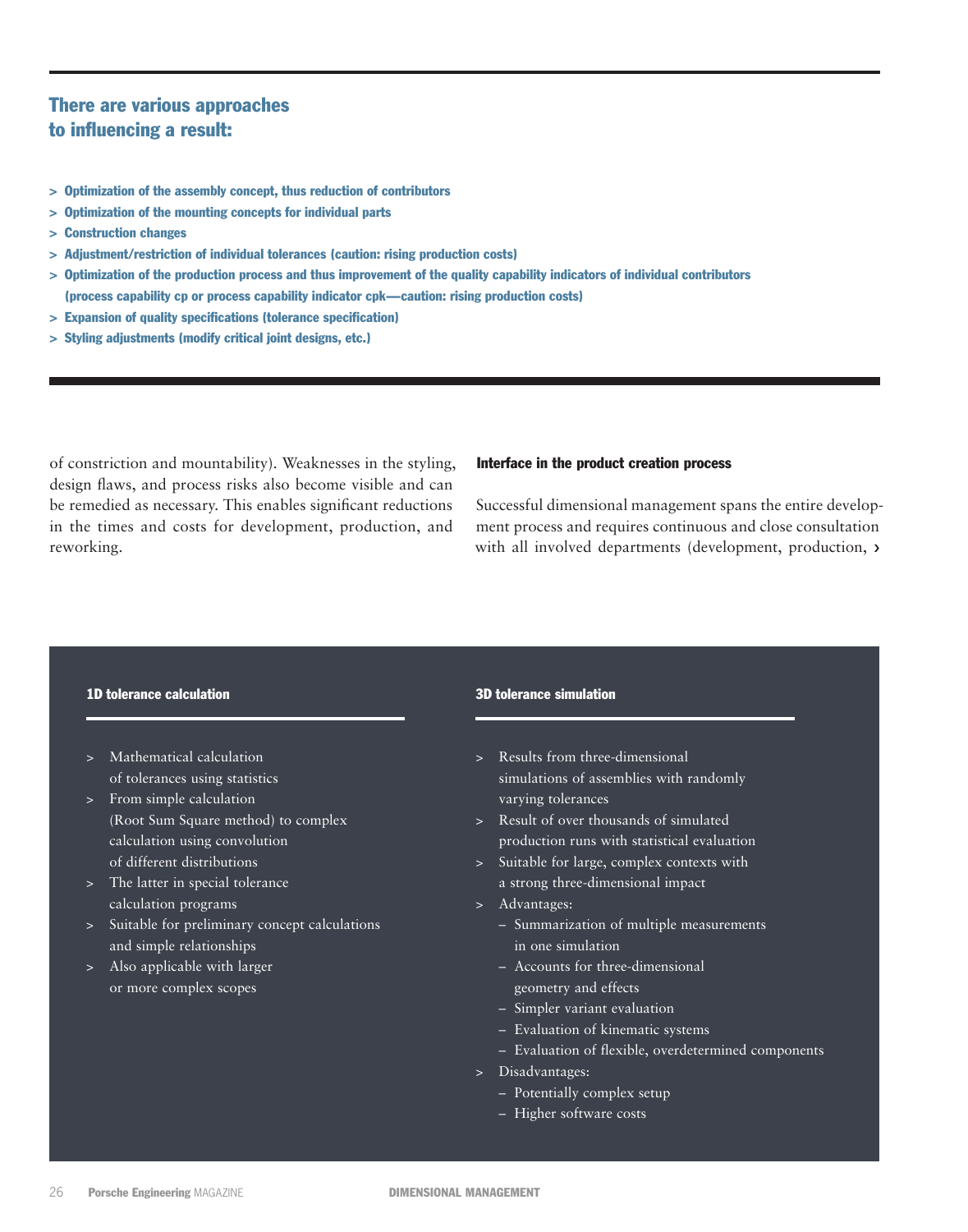## There are various approaches to influencing a result:

- Optimization of the assembly concept, thus reduction of contributors
- Optimization of the mounting concepts for individual parts
- Construction changes
- Adjustment/restriction of individual tolerances (caution: rising production costs)
- Optimization of the production process and thus improvement of the quality capability indicators of individual contributors (process capability cp or process capability indicator cpk—caution: rising production costs)
- Expansion of quality specifications (tolerance specification)
- Styling adjustments (modify critical joint designs, etc.)

of constriction and mountability). Weaknesses in the styling, design flaws, and process risks also become visible and can be remedied as necessary. This enables significant reductions in the times and costs for development, production, and reworking.

**Interface in the product creation process**

Successful dimensional management spans the entire development process and requires continuous and close consultation with all involved departments (development, production, ›

**1D tolerance calculation**

- Mathematical calculation of tolerances using statistics
- From simple calculation (Root Sum Square method) to complex calculation using convolution of different distributions
- The latter in special tolerance calculation programs
- Suitable for preliminary concept calculations and simple relationships
- Also applicable with larger or more complex scopes

**3D tolerance simulation**

- Results from three-dimensional simulations of assemblies with randomly varying tolerances
- Result of over thousands of simulated production runs with statistical evaluation
- Suitable for large, complex contexts with a strong three-dimensional impact
- Advantages:
  - Summarization of multiple measurements in one simulation
  - Accounts for three-dimensional geometry and effects
  - Simpler variant evaluation
  - Evaluation of kinematic systems
  - Evaluation of flexible, overdetermined components
- Disadvantages:
  - Potentially complex setup
  - Higher software costs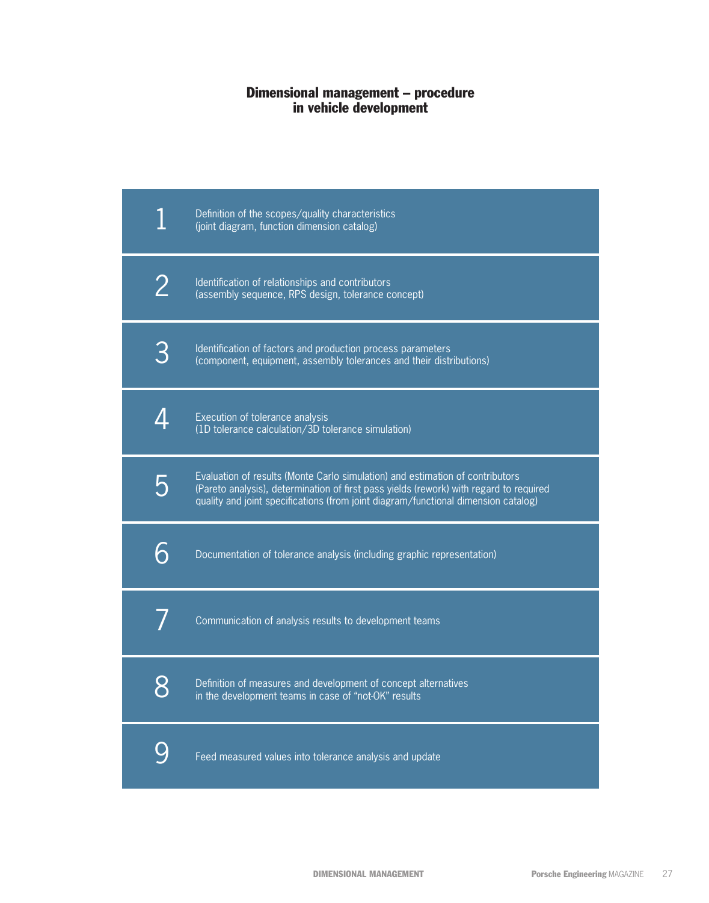## Dimensional management – procedure in vehicle development

1. Definition of the scopes/quality characteristics (joint diagram, function dimension catalog)
2. Identification of relationships and contributors (assembly sequence, RPS design, tolerance concept)
3. Identification of factors and production process parameters (component, equipment, assembly tolerances and their distributions)
4. Execution of tolerance analysis (1D tolerance calculation/3D tolerance simulation)
5. Evaluation of results (Monte Carlo simulation) and estimation of contributors (Pareto analysis), determination of first pass yields (rework) with regard to required quality and joint specifications (from joint diagram/functional dimension catalog)
6. Documentation of tolerance analysis (including graphic representation)
7. Communication of analysis results to development teams
8. Definition of measures and development of concept alternatives in the development teams in case of "not-OK" results
9. Feed measured values into tolerance analysis and update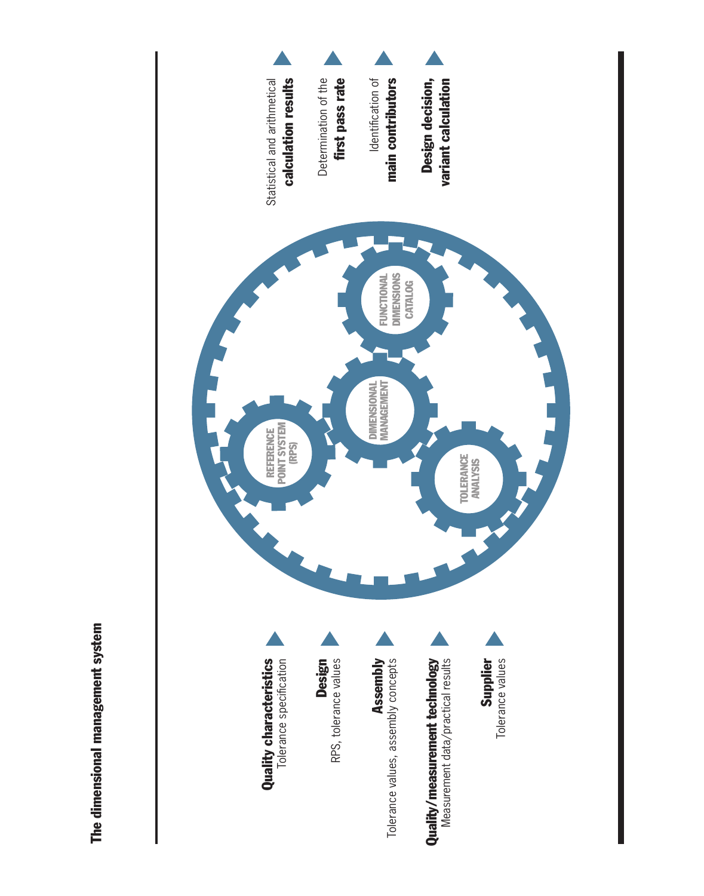## The dimensional management system

**Quality characteristics**
Tolerance specification

**Design**
RPS, tolerance values

**Assembly**
Tolerance values, assembly concepts

**Quality/measurement technology**
Measurement data/practical results

**Supplier**
Tolerance values

REFERENCE POINT SYSTEM (RPS)

DIMENSIONAL MANAGEMENT

FUNCTIONAL DIMENSIONS CATALOG

TOLERANCE ANALYSIS

Statistical and arithmetical **calculation results**

Determination of the **first pass rate**

Identification of **main contributors**

**Design decision, variant calculation**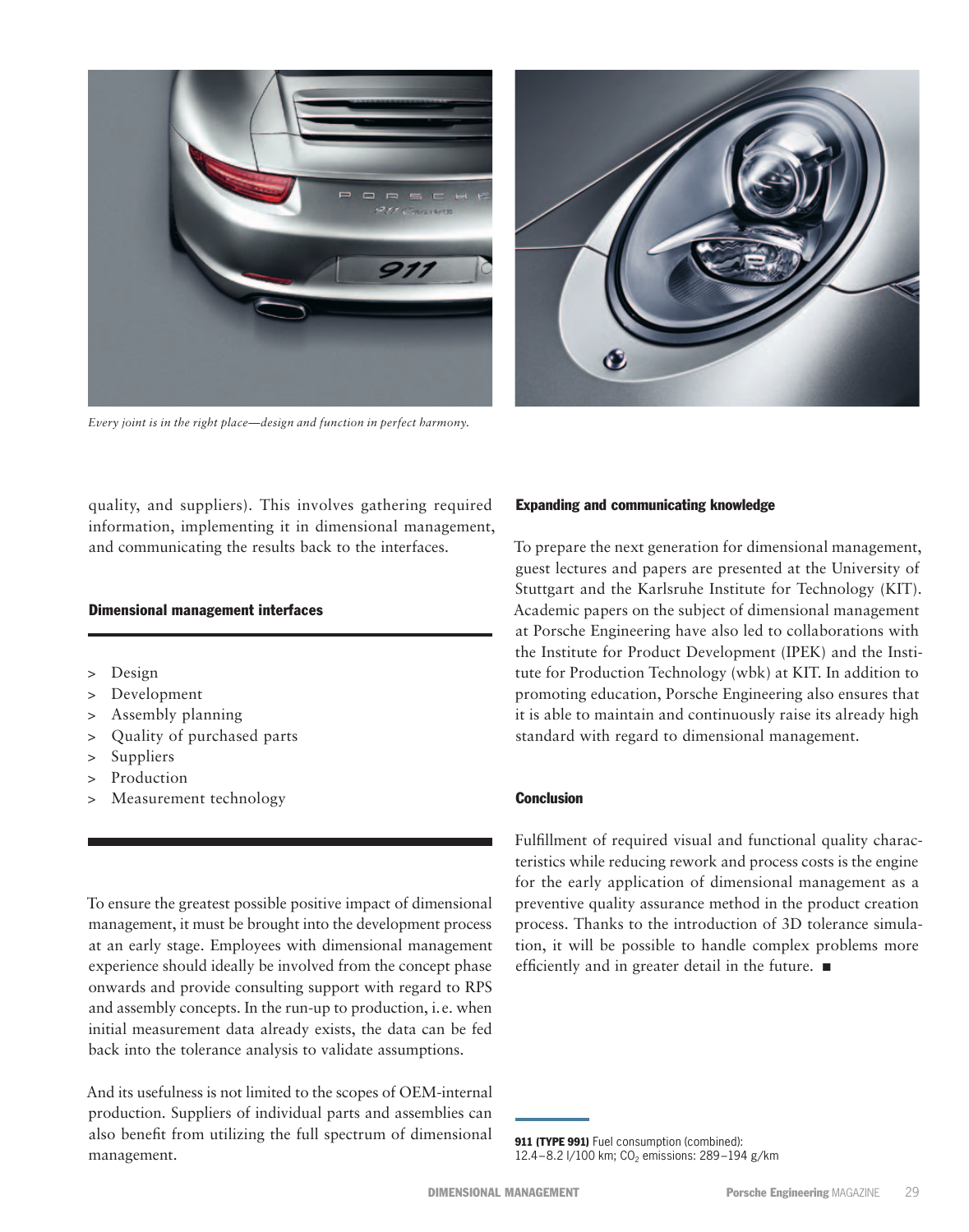*Every joint is in the right place—design and function in perfect harmony.*

quality, and suppliers). This involves gathering required information, implementing it in dimensional management, and communicating the results back to the interfaces.

**Dimensional management interfaces**

- Design
- Development
- Assembly planning
- Quality of purchased parts
- Suppliers
- Production
- Measurement technology

To ensure the greatest possible positive impact of dimensional management, it must be brought into the development process at an early stage. Employees with dimensional management experience should ideally be involved from the concept phase onwards and provide consulting support with regard to RPS and assembly concepts. In the run-up to production, i.e. when initial measurement data already exists, the data can be fed back into the tolerance analysis to validate assumptions.

And its usefulness is not limited to the scopes of OEM-internal production. Suppliers of individual parts and assemblies can also benefit from utilizing the full spectrum of dimensional management.

### Expanding and communicating knowledge

To prepare the next generation for dimensional management, guest lectures and papers are presented at the University of Stuttgart and the Karlsruhe Institute for Technology (KIT). Academic papers on the subject of dimensional management at Porsche Engineering have also led to collaborations with the Institute for Product Development (IPEK) and the Institute for Production Technology (wbk) at KIT. In addition to promoting education, Porsche Engineering also ensures that it is able to maintain and continuously raise its already high standard with regard to dimensional management.

### Conclusion

Fulfillment of required visual and functional quality characteristics while reducing rework and process costs is the engine for the early application of dimensional management as a preventive quality assurance method in the product creation process. Thanks to the introduction of 3D tolerance simulation, it will be possible to handle complex problems more efficiently and in greater detail in the future. ■

**911 (TYPE 991)** Fuel consumption (combined):
12.4–8.2 l/100 km; $CO_2$ emissions: 289–194 g/km